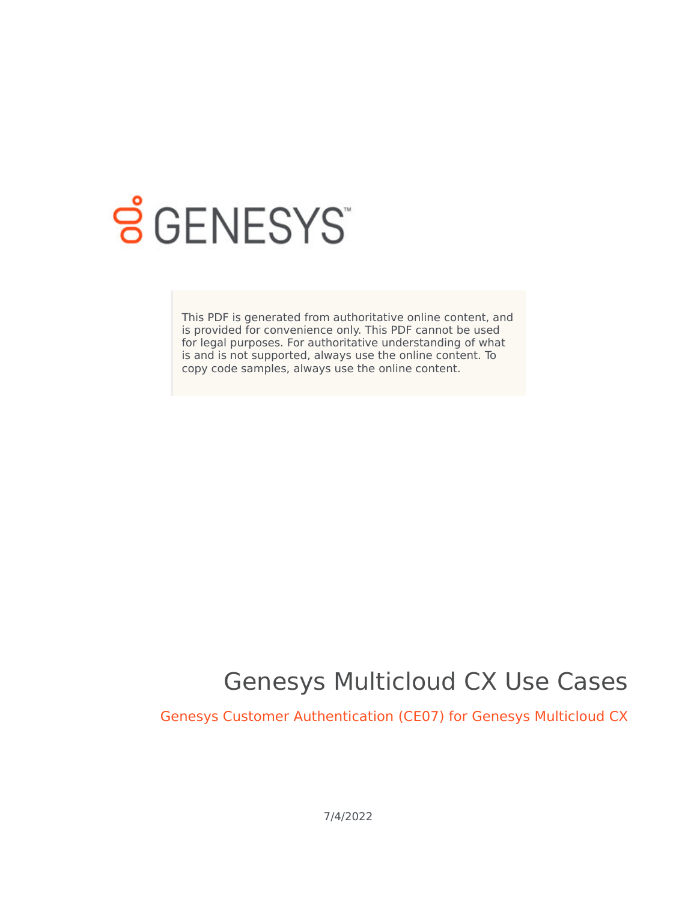GENESYS

> This PDF is generated from authoritative online content, and is provided for convenience only. This PDF cannot be used for legal purposes. For authoritative understanding of what is and is not supported, always use the online content. To copy code samples, always use the online content.

# Genesys Multicloud CX Use Cases

## Genesys Customer Authentication (CE07) for Genesys Multicloud CX

7/4/2022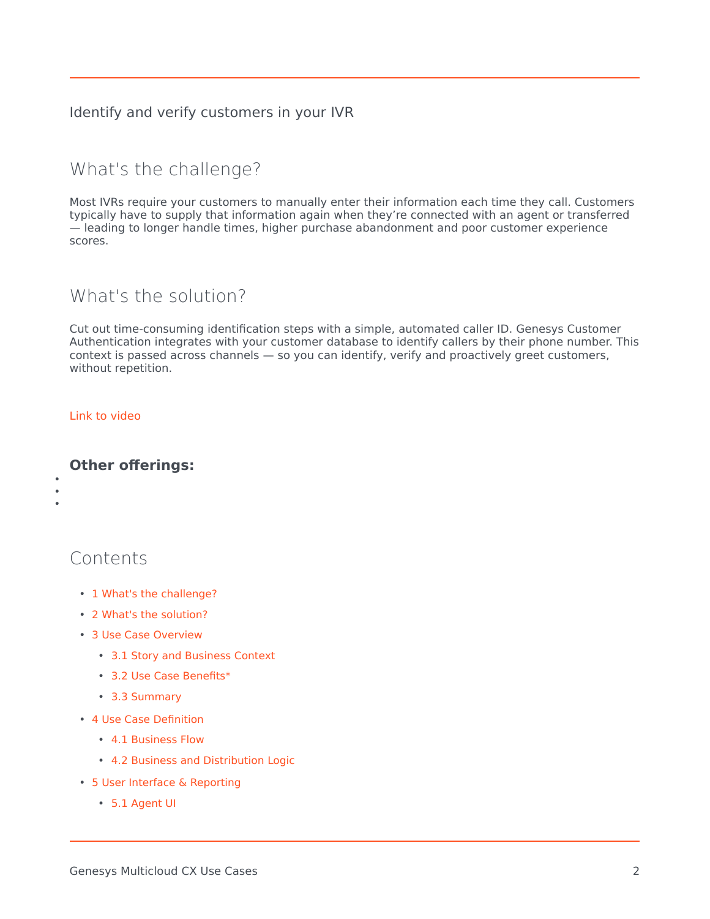Identify and verify customers in your IVR

## What's the challenge?

Most IVRs require your customers to manually enter their information each time they call. Customers typically have to supply that information again when they're connected with an agent or transferred — leading to longer handle times, higher purchase abandonment and poor customer experience scores.

## What's the solution?

Cut out time-consuming identification steps with a simple, automated caller ID. Genesys Customer Authentication integrates with your customer database to identify callers by their phone number. This context is passed across channels — so you can identify, verify and proactively greet customers, without repetition.

Link to video

### Other offerings:

## Contents

- 1 What's the challenge?
- 2 What's the solution?
- 3 Use Case Overview
  - 3.1 Story and Business Context
  - 3.2 Use Case Benefits*
  - 3.3 Summary
- 4 Use Case Definition
  - 4.1 Business Flow
  - 4.2 Business and Distribution Logic
- 5 User Interface & Reporting
  - 5.1 Agent UI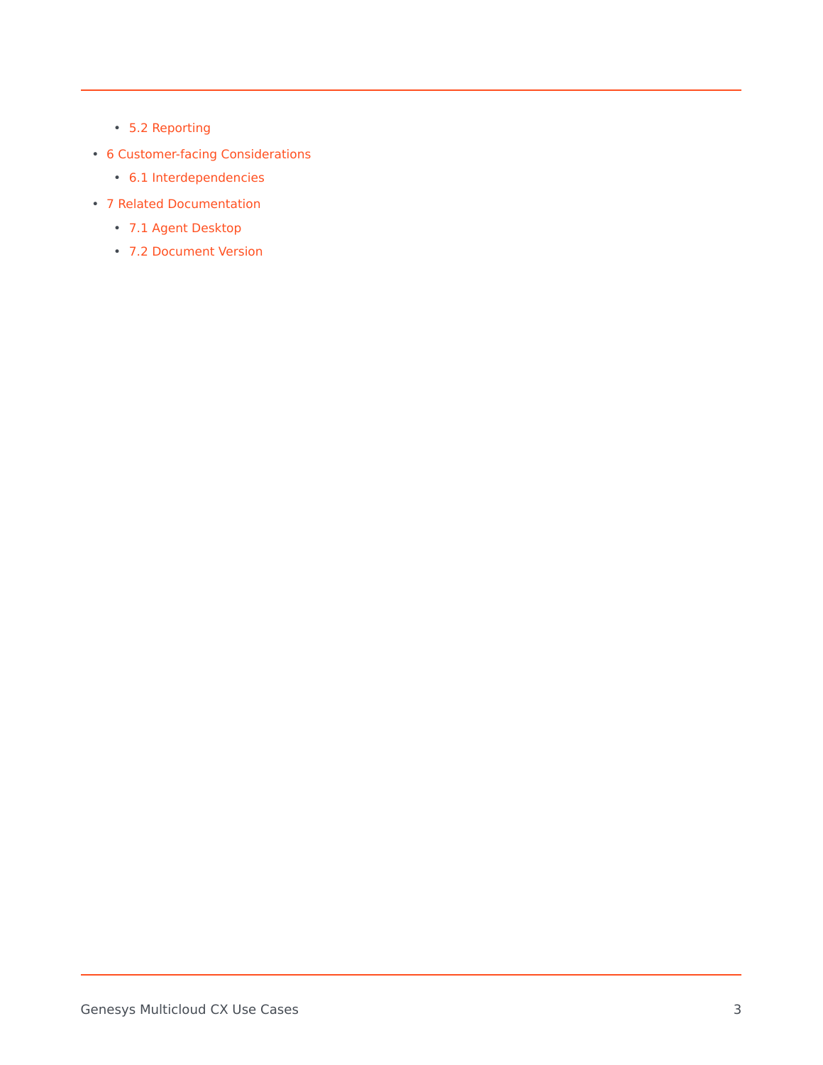- 5.2 Reporting
- 6 Customer-facing Considerations
  - 6.1 Interdependencies
- 7 Related Documentation
  - 7.1 Agent Desktop
  - 7.2 Document Version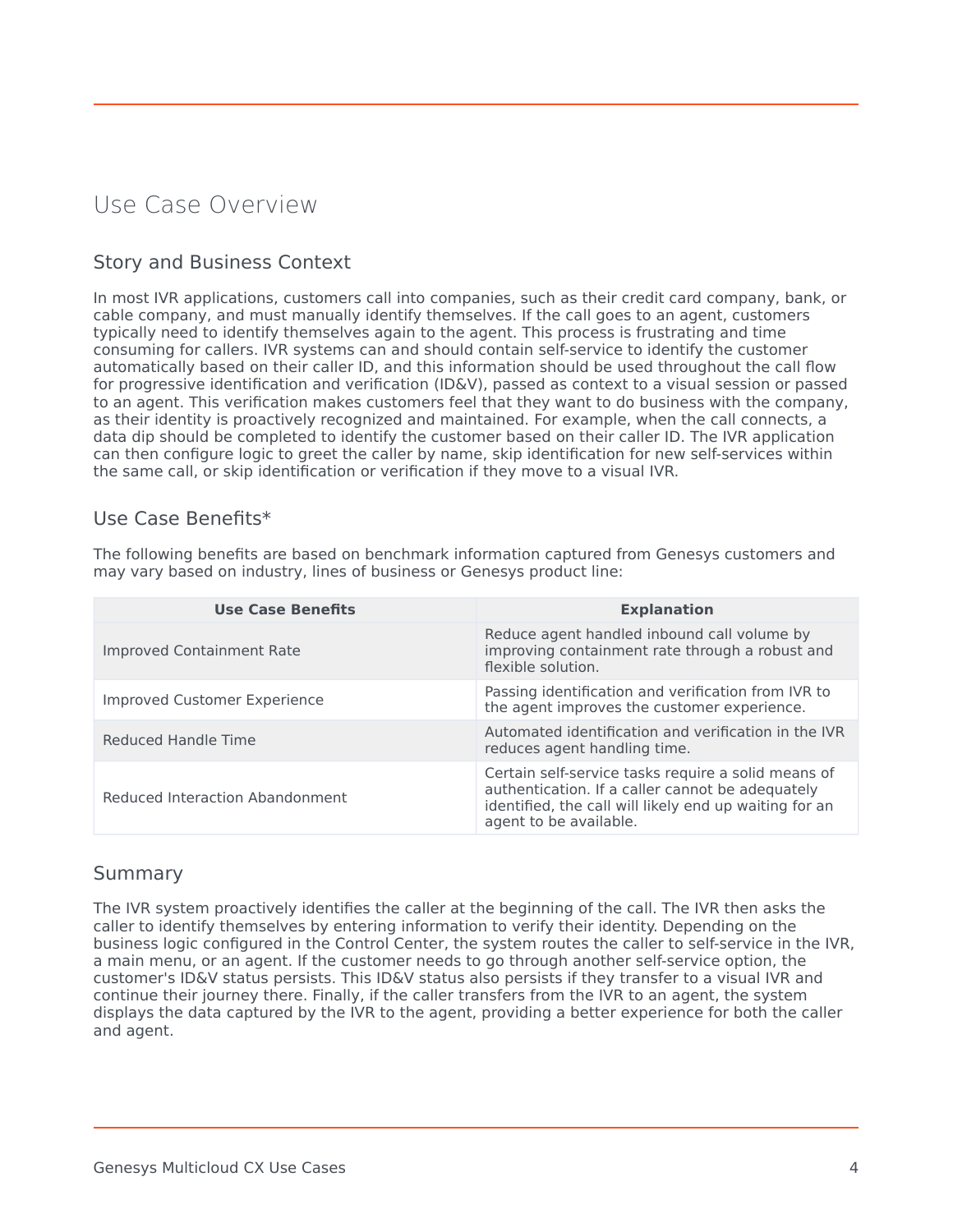# Use Case Overview

## Story and Business Context

In most IVR applications, customers call into companies, such as their credit card company, bank, or cable company, and must manually identify themselves. If the call goes to an agent, customers typically need to identify themselves again to the agent. This process is frustrating and time consuming for callers. IVR systems can and should contain self-service to identify the customer automatically based on their caller ID, and this information should be used throughout the call flow for progressive identification and verification (ID&V), passed as context to a visual session or passed to an agent. This verification makes customers feel that they want to do business with the company, as their identity is proactively recognized and maintained. For example, when the call connects, a data dip should be completed to identify the customer based on their caller ID. The IVR application can then configure logic to greet the caller by name, skip identification for new self-services within the same call, or skip identification or verification if they move to a visual IVR.

## Use Case Benefits*

The following benefits are based on benchmark information captured from Genesys customers and may vary based on industry, lines of business or Genesys product line:

| Use Case Benefits | Explanation |
| --- | --- |
| Improved Containment Rate | Reduce agent handled inbound call volume by improving containment rate through a robust and flexible solution. |
| Improved Customer Experience | Passing identification and verification from IVR to the agent improves the customer experience. |
| Reduced Handle Time | Automated identification and verification in the IVR reduces agent handling time. |
| Reduced Interaction Abandonment | Certain self-service tasks require a solid means of authentication. If a caller cannot be adequately identified, the call will likely end up waiting for an agent to be available. |

## Summary

The IVR system proactively identifies the caller at the beginning of the call. The IVR then asks the caller to identify themselves by entering information to verify their identity. Depending on the business logic configured in the Control Center, the system routes the caller to self-service in the IVR, a main menu, or an agent. If the customer needs to go through another self-service option, the customer's ID&V status persists. This ID&V status also persists if they transfer to a visual IVR and continue their journey there. Finally, if the caller transfers from the IVR to an agent, the system displays the data captured by the IVR to the agent, providing a better experience for both the caller and agent.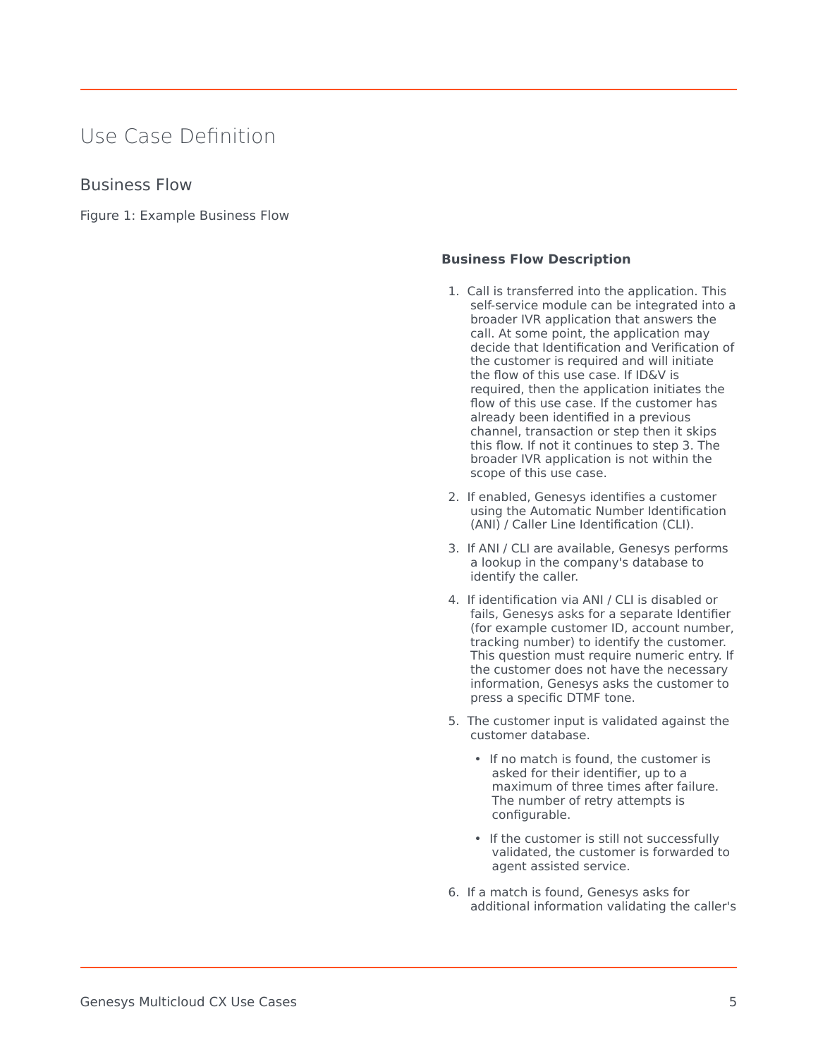# Use Case Definition

## Business Flow

Figure 1: Example Business Flow

**Business Flow Description**

1. Call is transferred into the application. This self-service module can be integrated into a broader IVR application that answers the call. At some point, the application may decide that Identification and Verification of the customer is required and will initiate the flow of this use case. If ID&V is required, then the application initiates the flow of this use case. If the customer has already been identified in a previous channel, transaction or step then it skips this flow. If not it continues to step 3. The broader IVR application is not within the scope of this use case.
2. If enabled, Genesys identifies a customer using the Automatic Number Identification (ANI) / Caller Line Identification (CLI).
3. If ANI / CLI are available, Genesys performs a lookup in the company's database to identify the caller.
4. If identification via ANI / CLI is disabled or fails, Genesys asks for a separate Identifier (for example customer ID, account number, tracking number) to identify the customer. This question must require numeric entry. If the customer does not have the necessary information, Genesys asks the customer to press a specific DTMF tone.
5. The customer input is validated against the customer database.
   - If no match is found, the customer is asked for their identifier, up to a maximum of three times after failure. The number of retry attempts is configurable.
   - If the customer is still not successfully validated, the customer is forwarded to agent assisted service.
6. If a match is found, Genesys asks for additional information validating the caller's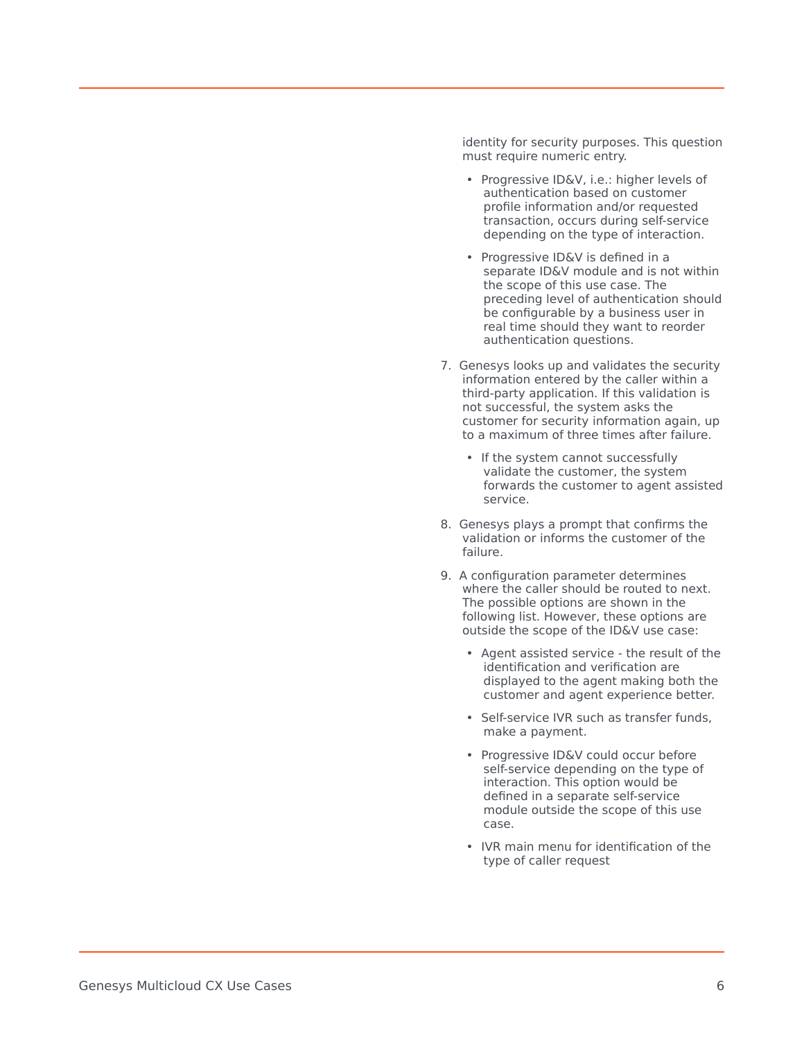identity for security purposes. This question must require numeric entry.

- Progressive ID&V, i.e.: higher levels of authentication based on customer profile information and/or requested transaction, occurs during self-service depending on the type of interaction.
- Progressive ID&V is defined in a separate ID&V module and is not within the scope of this use case. The preceding level of authentication should be configurable by a business user in real time should they want to reorder authentication questions.

7. Genesys looks up and validates the security information entered by the caller within a third-party application. If this validation is not successful, the system asks the customer for security information again, up to a maximum of three times after failure.
   - If the system cannot successfully validate the customer, the system forwards the customer to agent assisted service.
8. Genesys plays a prompt that confirms the validation or informs the customer of the failure.
9. A configuration parameter determines where the caller should be routed to next. The possible options are shown in the following list. However, these options are outside the scope of the ID&V use case:
   - Agent assisted service - the result of the identification and verification are displayed to the agent making both the customer and agent experience better.
   - Self-service IVR such as transfer funds, make a payment.
   - Progressive ID&V could occur before self-service depending on the type of interaction. This option would be defined in a separate self-service module outside the scope of this use case.
   - IVR main menu for identification of the type of caller request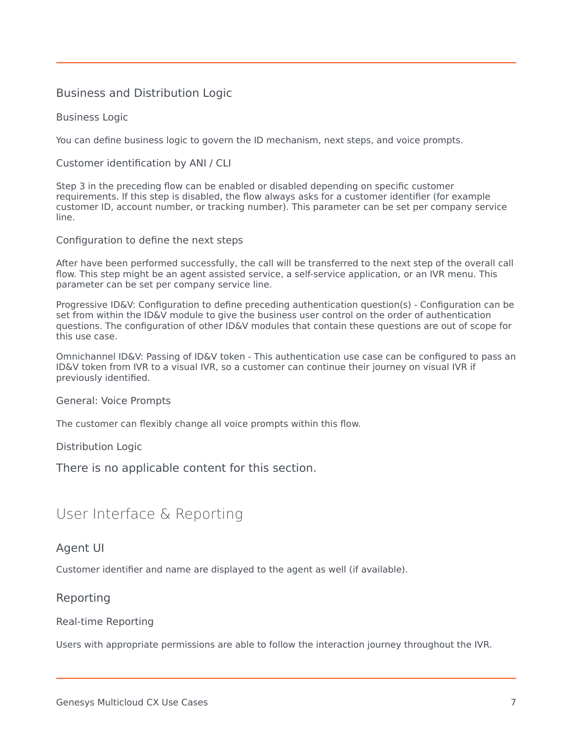## Business and Distribution Logic

### Business Logic

You can define business logic to govern the ID mechanism, next steps, and voice prompts.

#### Customer identification by ANI / CLI

Step 3 in the preceding flow can be enabled or disabled depending on specific customer requirements. If this step is disabled, the flow always asks for a customer identifier (for example customer ID, account number, or tracking number). This parameter can be set per company service line.

#### Configuration to define the next steps

After have been performed successfully, the call will be transferred to the next step of the overall call flow. This step might be an agent assisted service, a self-service application, or an IVR menu. This parameter can be set per company service line.

Progressive ID&V: Configuration to define preceding authentication question(s) - Configuration can be set from within the ID&V module to give the business user control on the order of authentication questions. The configuration of other ID&V modules that contain these questions are out of scope for this use case.

Omnichannel ID&V: Passing of ID&V token - This authentication use case can be configured to pass an ID&V token from IVR to a visual IVR, so a customer can continue their journey on visual IVR if previously identified.

#### General: Voice Prompts

The customer can flexibly change all voice prompts within this flow.

### Distribution Logic

There is no applicable content for this section.

# User Interface & Reporting

## Agent UI

Customer identifier and name are displayed to the agent as well (if available).

## Reporting

### Real-time Reporting

Users with appropriate permissions are able to follow the interaction journey throughout the IVR.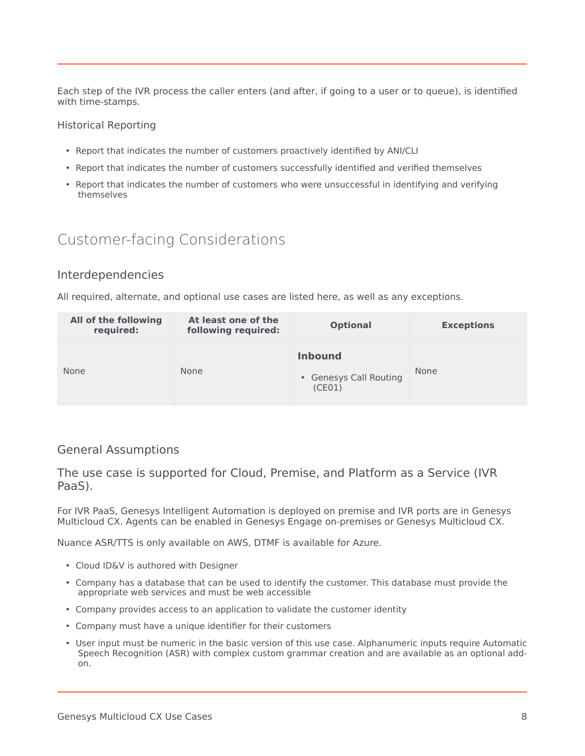Each step of the IVR process the caller enters (and after, if going to a user or to queue), is identified with time-stamps.

### Historical Reporting

- Report that indicates the number of customers proactively identified by ANI/CLI
- Report that indicates the number of customers successfully identified and verified themselves
- Report that indicates the number of customers who were unsuccessful in identifying and verifying themselves

# Customer-facing Considerations

## Interdependencies

All required, alternate, and optional use cases are listed here, as well as any exceptions.

| All of the following required: | At least one of the following required: | Optional | Exceptions |
|---|---|---|---|
| None | None | **Inbound**<br>• Genesys Call Routing (CE01) | None |

## General Assumptions

### The use case is supported for Cloud, Premise, and Platform as a Service (IVR PaaS).

For IVR PaaS, Genesys Intelligent Automation is deployed on premise and IVR ports are in Genesys Multicloud CX. Agents can be enabled in Genesys Engage on-premises or Genesys Multicloud CX.

Nuance ASR/TTS is only available on AWS, DTMF is available for Azure.

- Cloud ID&V is authored with Designer
- Company has a database that can be used to identify the customer. This database must provide the appropriate web services and must be web accessible
- Company provides access to an application to validate the customer identity
- Company must have a unique identifier for their customers
- User input must be numeric in the basic version of this use case. Alphanumeric inputs require Automatic Speech Recognition (ASR) with complex custom grammar creation and are available as an optional add-on.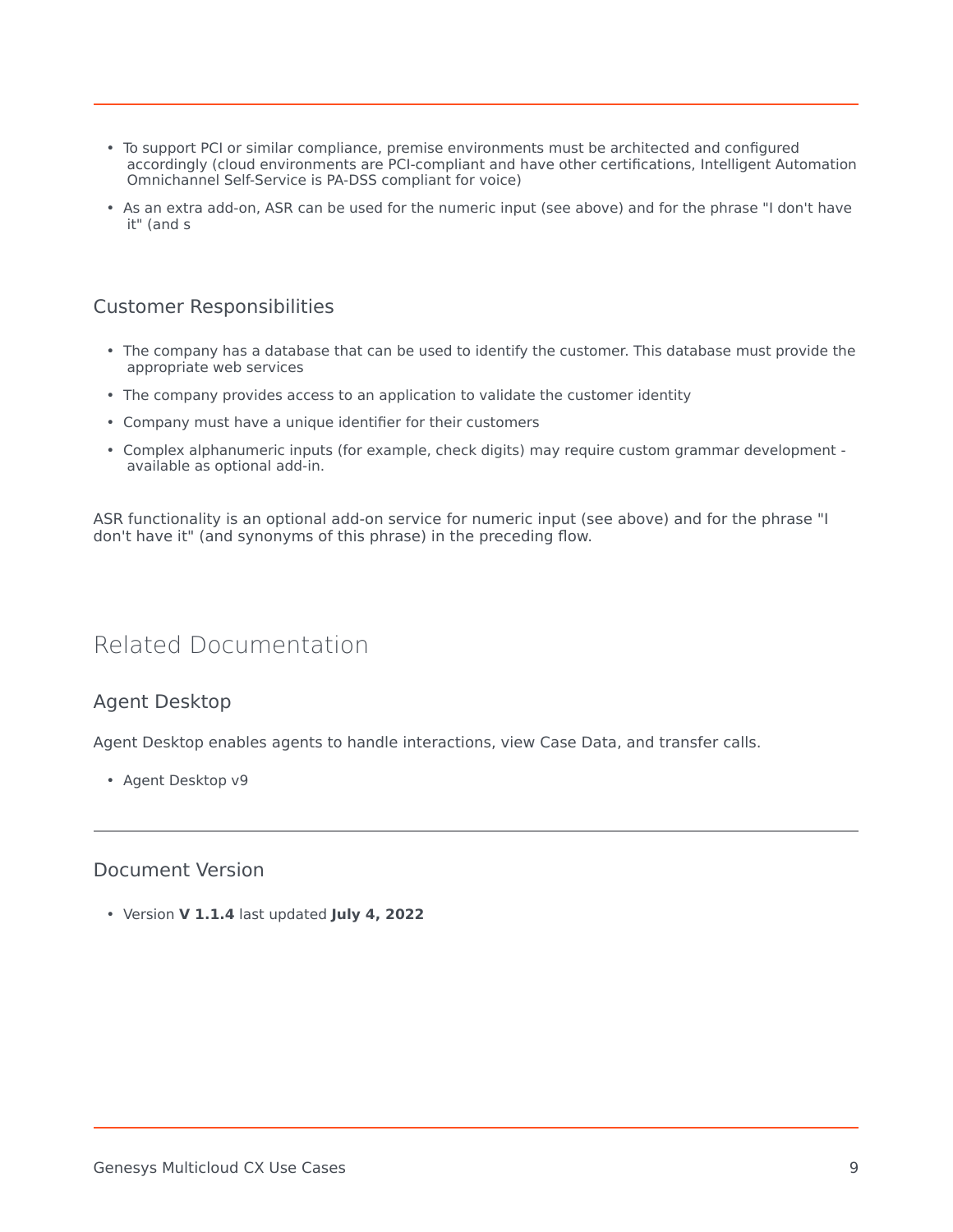- To support PCI or similar compliance, premise environments must be architected and configured accordingly (cloud environments are PCI-compliant and have other certifications, Intelligent Automation Omnichannel Self-Service is PA-DSS compliant for voice)
- As an extra add-on, ASR can be used for the numeric input (see above) and for the phrase "I don't have it" (and s

### Customer Responsibilities

- The company has a database that can be used to identify the customer. This database must provide the appropriate web services
- The company provides access to an application to validate the customer identity
- Company must have a unique identifier for their customers
- Complex alphanumeric inputs (for example, check digits) may require custom grammar development - available as optional add-in.

ASR functionality is an optional add-on service for numeric input (see above) and for the phrase "I don't have it" (and synonyms of this phrase) in the preceding flow.

## Related Documentation

### Agent Desktop

Agent Desktop enables agents to handle interactions, view Case Data, and transfer calls.

- Agent Desktop v9

---

### Document Version

- Version **V 1.1.4** last updated **July 4, 2022**